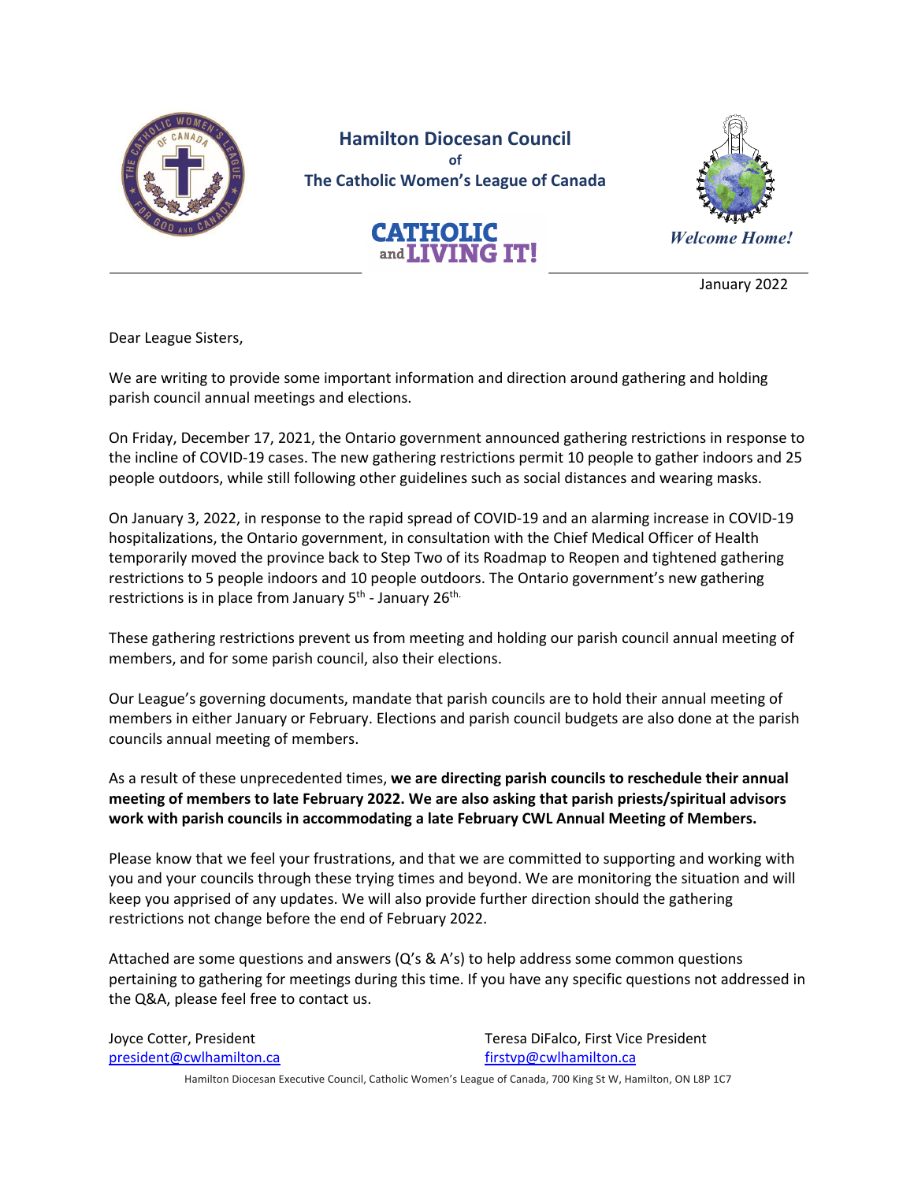**Hamilton Diocesan Council**
**of**
**The Catholic Women's League of Canada**

CATHOLIC and LIVING IT!

*Welcome Home!*

January 2022

Dear League Sisters,

We are writing to provide some important information and direction around gathering and holding parish council annual meetings and elections.

On Friday, December 17, 2021, the Ontario government announced gathering restrictions in response to the incline of COVID-19 cases. The new gathering restrictions permit 10 people to gather indoors and 25 people outdoors, while still following other guidelines such as social distances and wearing masks.

On January 3, 2022, in response to the rapid spread of COVID-19 and an alarming increase in COVID-19 hospitalizations, the Ontario government, in consultation with the Chief Medical Officer of Health temporarily moved the province back to Step Two of its Roadmap to Reopen and tightened gathering restrictions to 5 people indoors and 10 people outdoors. The Ontario government's new gathering restrictions is in place from January 5th - January 26th.

These gathering restrictions prevent us from meeting and holding our parish council annual meeting of members, and for some parish council, also their elections.

Our League's governing documents, mandate that parish councils are to hold their annual meeting of members in either January or February. Elections and parish council budgets are also done at the parish councils annual meeting of members.

As a result of these unprecedented times, **we are directing parish councils to reschedule their annual meeting of members to late February 2022. We are also asking that parish priests/spiritual advisors work with parish councils in accommodating a late February CWL Annual Meeting of Members.**

Please know that we feel your frustrations, and that we are committed to supporting and working with you and your councils through these trying times and beyond. We are monitoring the situation and will keep you apprised of any updates. We will also provide further direction should the gathering restrictions not change before the end of February 2022.

Attached are some questions and answers (Q's & A's) to help address some common questions pertaining to gathering for meetings during this time. If you have any specific questions not addressed in the Q&A, please feel free to contact us.

Joyce Cotter, President
president@cwlhamilton.ca

Teresa DiFalco, First Vice President
firstvp@cwlhamilton.ca

Hamilton Diocesan Executive Council, Catholic Women's League of Canada, 700 King St W, Hamilton, ON L8P 1C7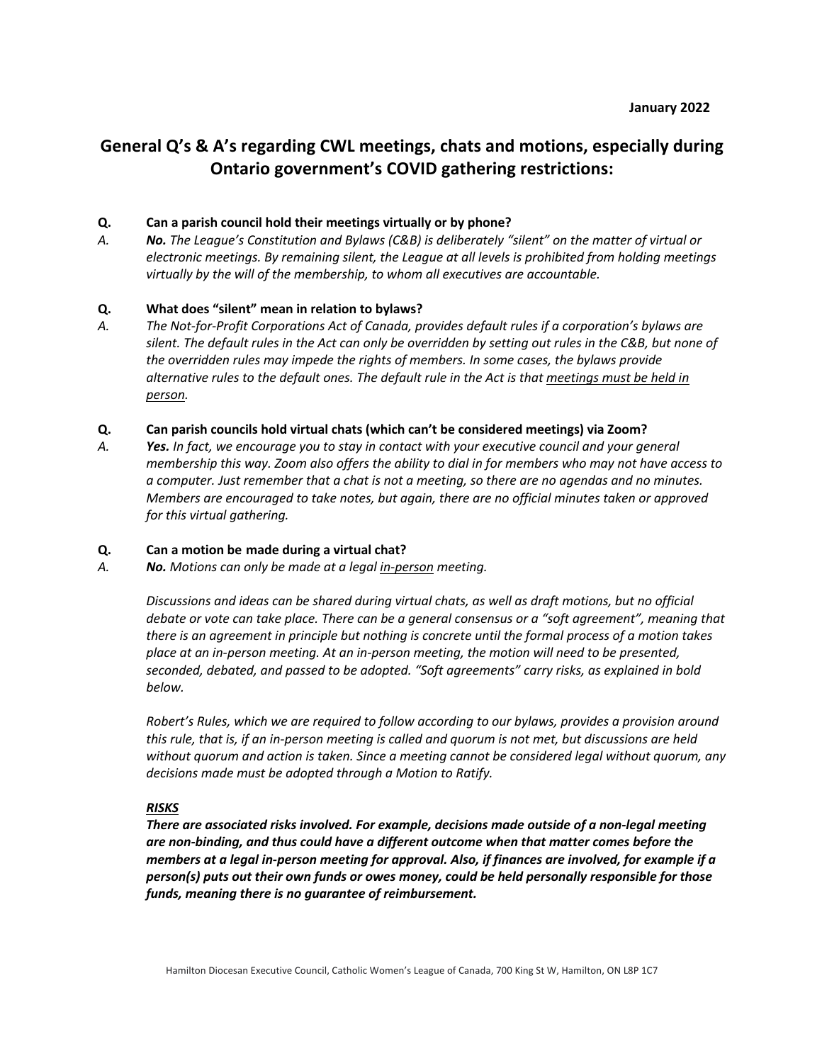January 2022

## General Q's & A's regarding CWL meetings, chats and motions, especially during Ontario government's COVID gathering restrictions:

**Q. Can a parish council hold their meetings virtually or by phone?**

*A. **No.** The League's Constitution and Bylaws (C&B) is deliberately "silent" on the matter of virtual or electronic meetings. By remaining silent, the League at all levels is prohibited from holding meetings virtually by the will of the membership, to whom all executives are accountable.*

**Q. What does "silent" mean in relation to bylaws?**

*A. The Not-for-Profit Corporations Act of Canada, provides default rules if a corporation's bylaws are silent. The default rules in the Act can only be overridden by setting out rules in the C&B, but none of the overridden rules may impede the rights of members. In some cases, the bylaws provide alternative rules to the default ones. The default rule in the Act is that <u>meetings must be held in person</u>.*

**Q. Can parish councils hold virtual chats (which can't be considered meetings) via Zoom?**

*A. **Yes.** In fact, we encourage you to stay in contact with your executive council and your general membership this way. Zoom also offers the ability to dial in for members who may not have access to a computer. Just remember that a chat is not a meeting, so there are no agendas and no minutes. Members are encouraged to take notes, but again, there are no official minutes taken or approved for this virtual gathering.*

**Q. Can a motion be made during a virtual chat?**

*A. **No.** Motions can only be made at a legal <u>in-person</u> meeting.*

*Discussions and ideas can be shared during virtual chats, as well as draft motions, but no official debate or vote can take place. There can be a general consensus or a "soft agreement", meaning that there is an agreement in principle but nothing is concrete until the formal process of a motion takes place at an in-person meeting. At an in-person meeting, the motion will need to be presented, seconded, debated, and passed to be adopted. "Soft agreements" carry risks, as explained in bold below.*

*Robert's Rules, which we are required to follow according to our bylaws, provides a provision around this rule, that is, if an in-person meeting is called and quorum is not met, but discussions are held without quorum and action is taken. Since a meeting cannot be considered legal without quorum, any decisions made must be adopted through a Motion to Ratify.*

***<u>RISKS</u>***

***There are associated risks involved. For example, decisions made outside of a non-legal meeting are non-binding, and thus could have a different outcome when that matter comes before the members at a legal in-person meeting for approval. Also, if finances are involved, for example if a person(s) puts out their own funds or owes money, could be held personally responsible for those funds, meaning there is no guarantee of reimbursement.***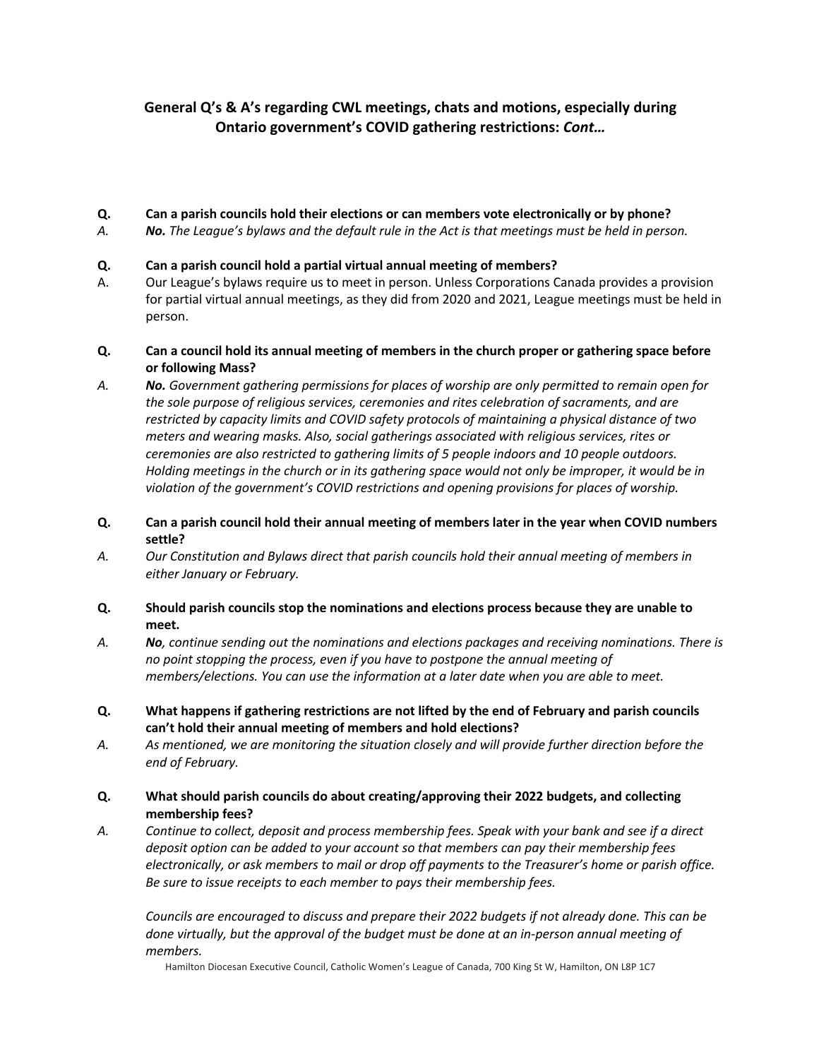## General Q's & A's regarding CWL meetings, chats and motions, especially during Ontario government's COVID gathering restrictions: *Cont…*

**Q. Can a parish councils hold their elections or can members vote electronically or by phone?**

A. ***No.*** *The League's bylaws and the default rule in the Act is that meetings must be held in person.*

**Q. Can a parish council hold a partial virtual annual meeting of members?**

A. Our League's bylaws require us to meet in person. Unless Corporations Canada provides a provision for partial virtual annual meetings, as they did from 2020 and 2021, League meetings must be held in person.

**Q. Can a council hold its annual meeting of members in the church proper or gathering space before or following Mass?**

A. ***No.*** *Government gathering permissions for places of worship are only permitted to remain open for the sole purpose of religious services, ceremonies and rites celebration of sacraments, and are restricted by capacity limits and COVID safety protocols of maintaining a physical distance of two meters and wearing masks. Also, social gatherings associated with religious services, rites or ceremonies are also restricted to gathering limits of 5 people indoors and 10 people outdoors. Holding meetings in the church or in its gathering space would not only be improper, it would be in violation of the government's COVID restrictions and opening provisions for places of worship.*

**Q. Can a parish council hold their annual meeting of members later in the year when COVID numbers settle?**

A. *Our Constitution and Bylaws direct that parish councils hold their annual meeting of members in either January or February.*

**Q. Should parish councils stop the nominations and elections process because they are unable to meet.**

A. ***No****, continue sending out the nominations and elections packages and receiving nominations. There is no point stopping the process, even if you have to postpone the annual meeting of members/elections. You can use the information at a later date when you are able to meet.*

**Q. What happens if gathering restrictions are not lifted by the end of February and parish councils can't hold their annual meeting of members and hold elections?**

A. *As mentioned, we are monitoring the situation closely and will provide further direction before the end of February.*

**Q. What should parish councils do about creating/approving their 2022 budgets, and collecting membership fees?**

A. *Continue to collect, deposit and process membership fees. Speak with your bank and see if a direct deposit option can be added to your account so that members can pay their membership fees electronically, or ask members to mail or drop off payments to the Treasurer's home or parish office. Be sure to issue receipts to each member to pays their membership fees.*

*Councils are encouraged to discuss and prepare their 2022 budgets if not already done. This can be done virtually, but the approval of the budget must be done at an in-person annual meeting of members.*